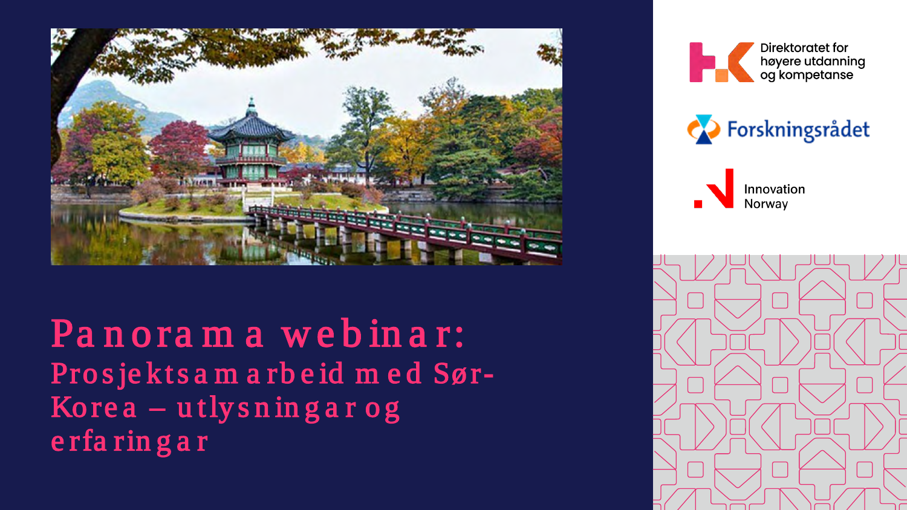# Panorama webinar:

## Prosjektsamarbeid med Sør-Korea – utlysningar og erfaringar

Direktoratet for høyere utdanning og kompetanse

Forskningsrådet

Innovation Norway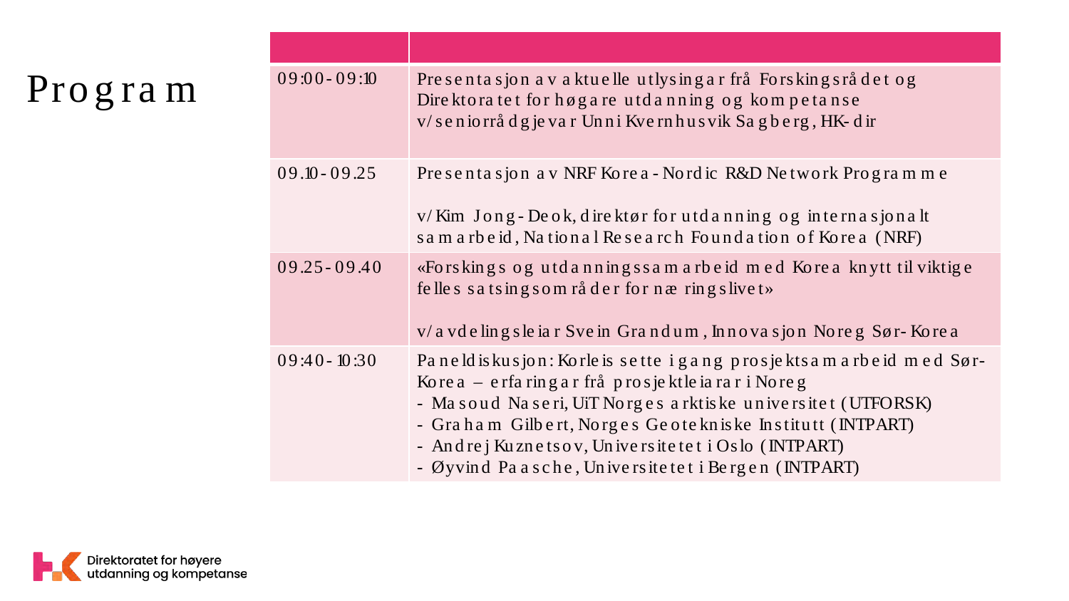# Program

| | |
|---|---|
| 09:00-09:10 | Presentasjon av aktuelle utlysingar frå Forskingsrådet og Direktoratet for høgare utdanning og kompetanse v/seniorrådgjevar Unni Kvernhusvik Sagberg, HK-dir |
| 09.10-09.25 | Presentasjon av NRF Korea - Nordic R&D Network Programme<br><br>v/Kim Jong-Deok, direktør for utdanning og internasjonalt samarbeid, National Research Foundation of Korea (NRF) |
| 09.25-09.40 | «Forskings og utdanningssamarbeid med Korea knytt til viktige felles satsingsområder for næringslivet»<br><br>v/avdelingsleiar Svein Grandum, Innovasjon Noreg Sør-Korea |
| 09:40-10:30 | Paneldiskusjon: Korleis sette i gang prosjektsamarbeid med Sør-Korea – erfaringar frå prosjektleiarar i Noreg<br>- Masoud Naseri, UiT Norges arktiske universitet (UTFORSK)<br>- Graham Gilbert, Norges Geotekniske Institutt (INTPART)<br>- Andrej Kuznetsov, Universitetet i Oslo (INTPART)<br>- Øyvind Paasche, Universitetet i Bergen (INTPART) |

Direktoratet for høyere utdanning og kompetanse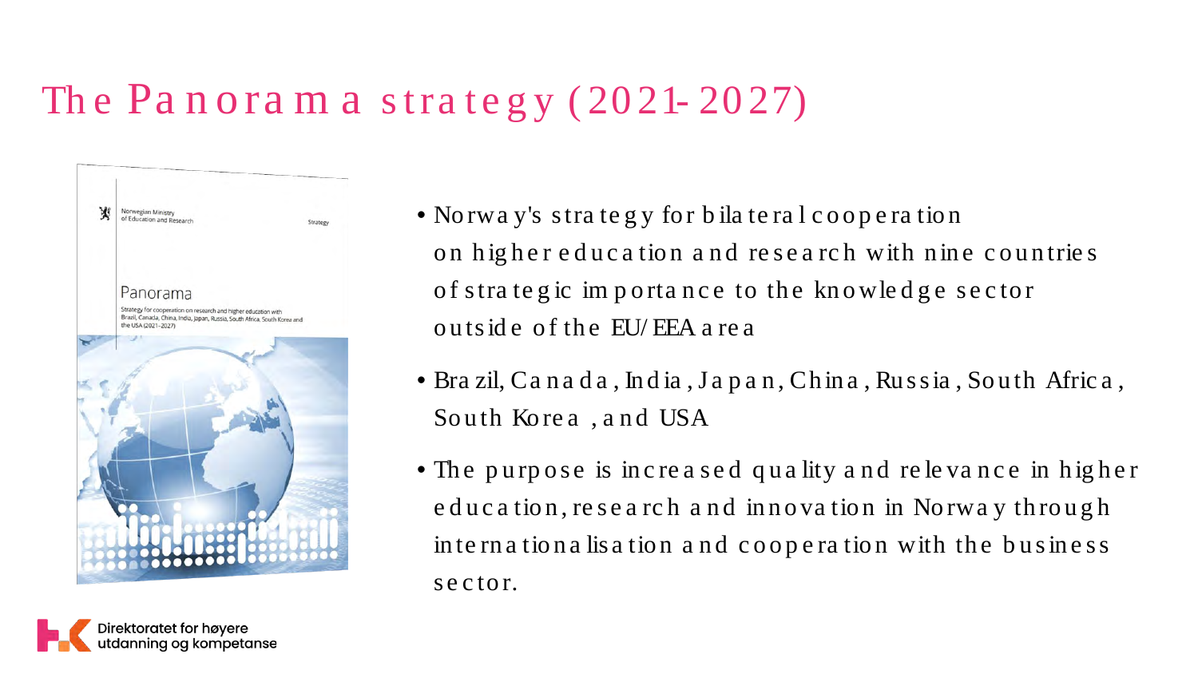# The Panorama strategy (2021-2027)

Norwegian Ministry of Education and Research

Strategy

Panorama

Strategy for cooperation on research and higher education with Brazil, Canada, China, India, Japan, Russia, South Africa, South Korea and the USA (2021–2027)

- Norway's strategy for bilateral cooperation on higher education and research with nine countries of strategic importance to the knowledge sector outside of the EU/EEA area
- Brazil, Canada, India, Japan, China, Russia, South Africa, South Korea , and USA
- The purpose is increased quality and relevance in higher education, research and innovation in Norway through internationalisation and cooperation with the business sector.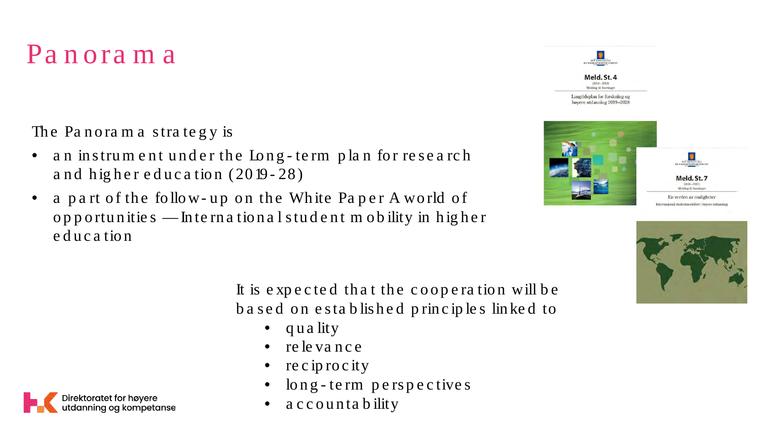# Panorama

The Panorama strategy is

- an instrument under the Long-term plan for research and higher education (2019-28)
- a part of the follow-up on the White Paper A world of opportunities — International student mobility in higher education

It is expected that the cooperation will be based on established principles linked to

- quality
- relevance
- reciprocity
- long-term perspectives
- accountability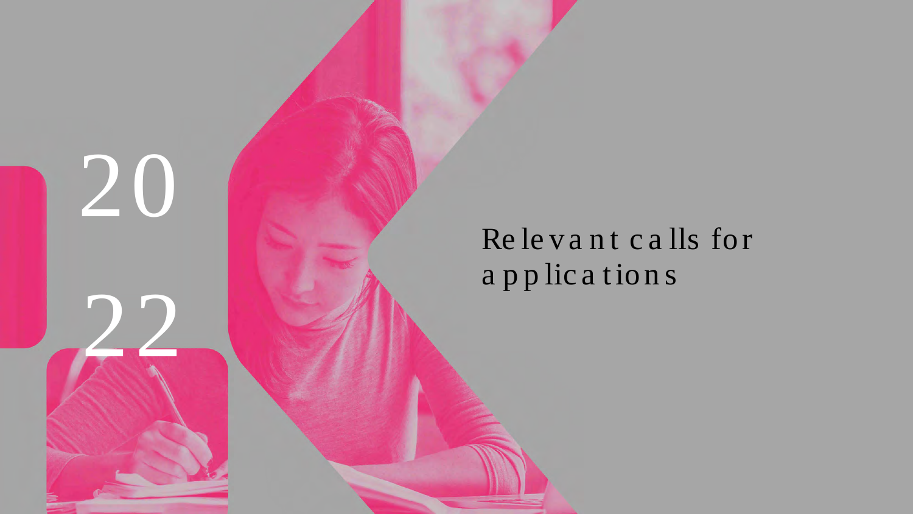2022

# Relevant calls for applications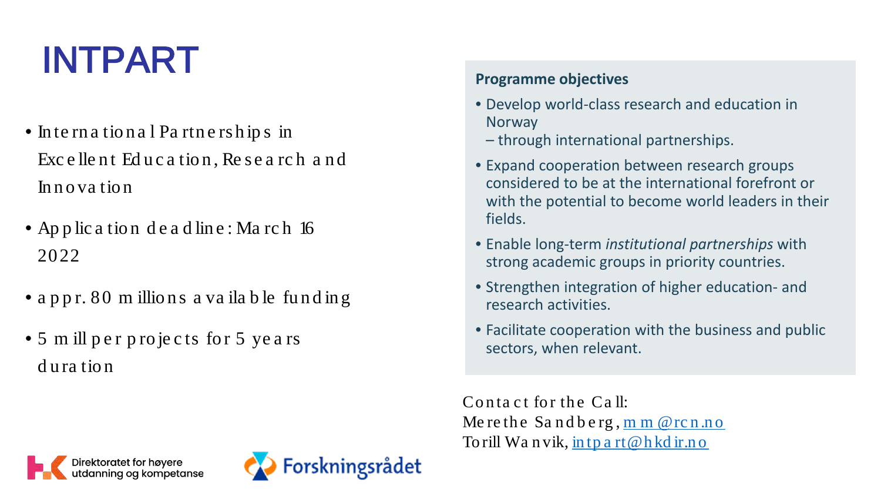# INTPART

- International Partnerships in Excellent Education, Research and Innovation
- Application deadline: March 16 2022
- appr. 80 millions available funding
- 5 mill per projects for 5 years duration

**Programme objectives**

- Develop world-class research and education in Norway – through international partnerships.
- Expand cooperation between research groups considered to be at the international forefront or with the potential to become world leaders in their fields.
- Enable long-term *institutional partnerships* with strong academic groups in priority countries.
- Strengthen integration of higher education- and research activities.
- Facilitate cooperation with the business and public sectors, when relevant.

Contact for the Call:
Merethe Sandberg, mm@rcn.no
Torill Wanvik, intpart@hkdir.no

Direktoratet for høyere utdanning og kompetanse

Forskningsrådet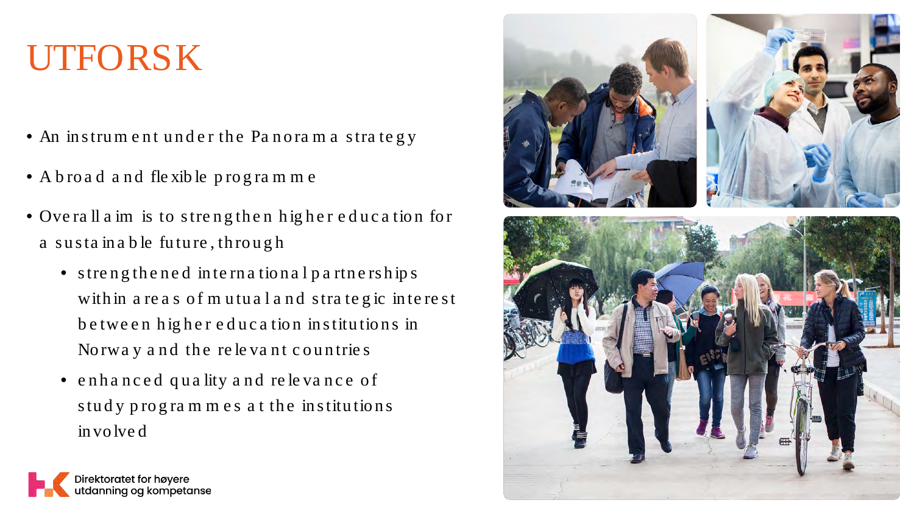# UTFORSK

- An instrument under the Panorama strategy
- A broad and flexible programme
- Overall aim is to strengthen higher education for a sustainable future, through
  - strengthened international partnerships within areas of mutual and strategic interest between higher education institutions in Norway and the relevant countries
  - enhanced quality and relevance of study programmes at the institutions involved

Direktoratet for høyere utdanning og kompetanse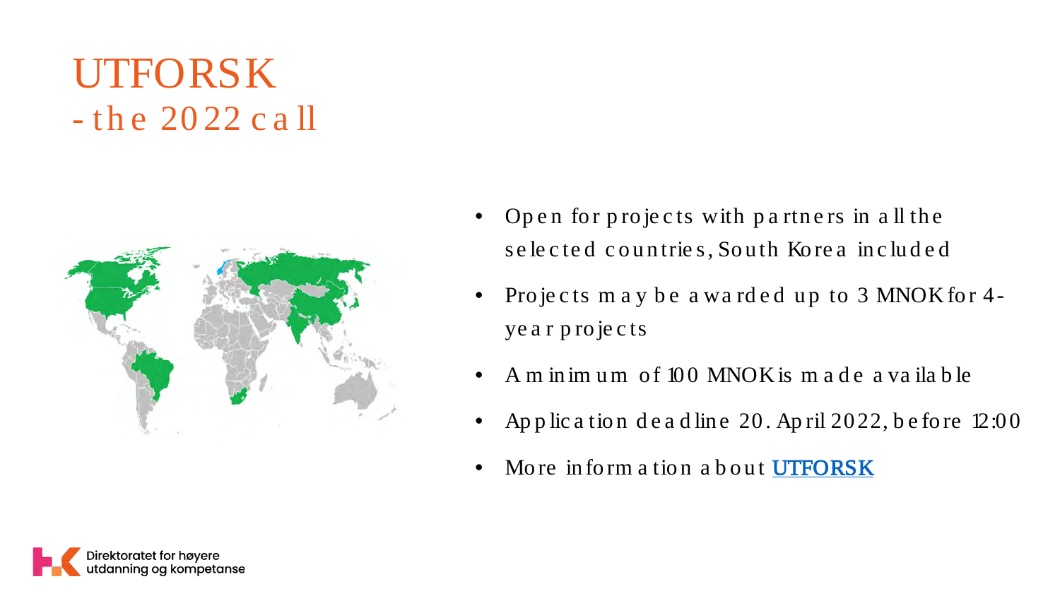# UTFORSK
## - the 2022 call

- Open for projects with partners in all the selected countries, South Korea included
- Projects may be awarded up to 3 MNOK for 4-year projects
- A minimum of 100 MNOK is made available
- Application deadline 20. April 2022, before 12:00
- More information about **UTFORSK**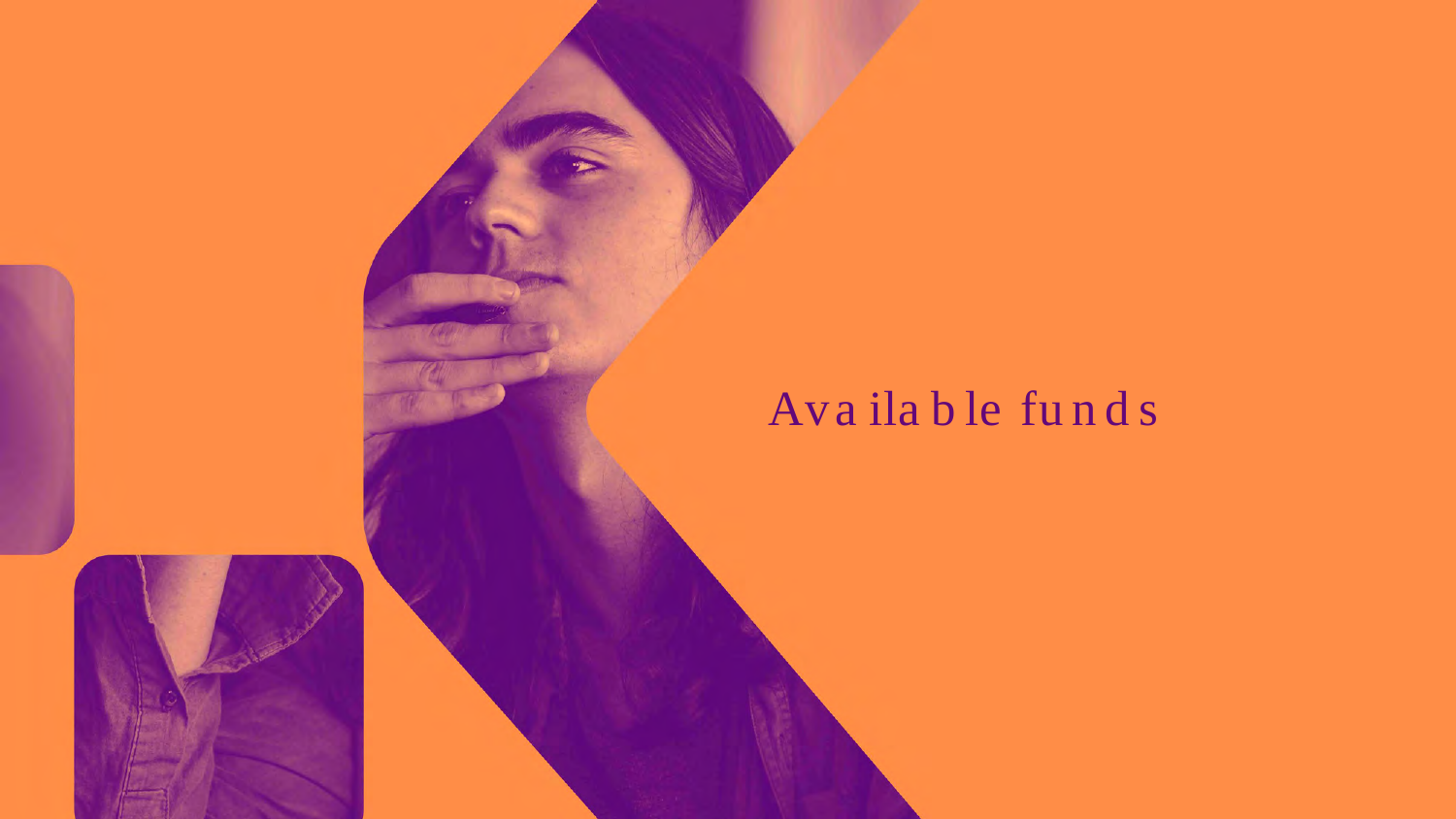# Available funds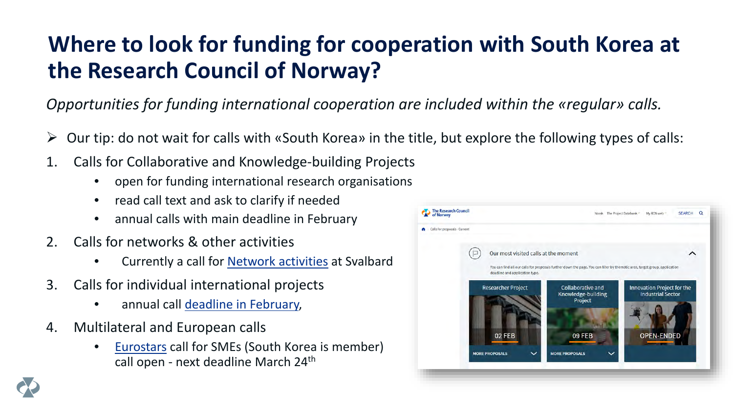# Where to look for funding for cooperation with South Korea at the Research Council of Norway?

*Opportunities for funding international cooperation are included within the «regular» calls.*

- Our tip: do not wait for calls with «South Korea» in the title, but explore the following types of calls:

1. Calls for Collaborative and Knowledge-building Projects
   - open for funding international research organisations
   - read call text and ask to clarify if needed
   - annual calls with main deadline in February
2. Calls for networks & other activities
   - Currently a call for Network activities at Svalbard
3. Calls for individual international projects
   - annual call deadline in February,
4. Multilateral and European calls
   - Eurostars call for SMEs (South Korea is member) call open - next deadline March 24th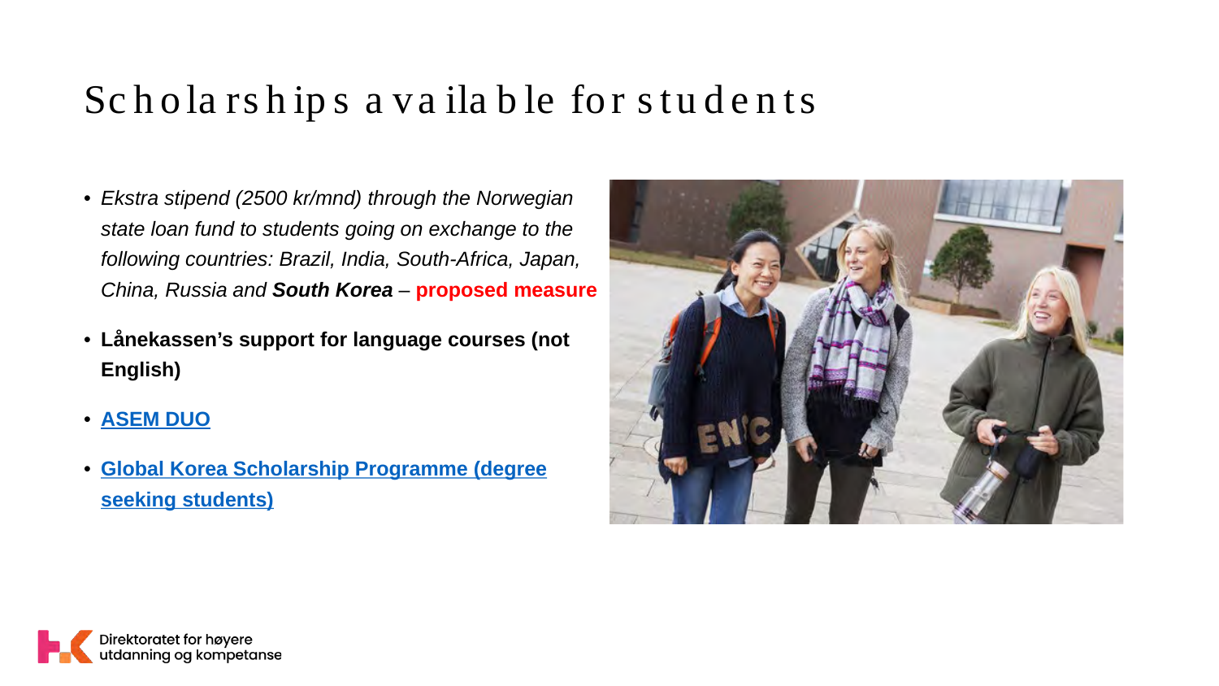# Scholarships available for students

- *Ekstra stipend (2500 kr/mnd) through the Norwegian state loan fund to students going on exchange to the following countries: Brazil, India, South-Africa, Japan, China, Russia and **South Korea*** – **proposed measure**
- **Lånekassen's support for language courses (not English)**
- **ASEM DUO**
- **Global Korea Scholarship Programme (degree seeking students)**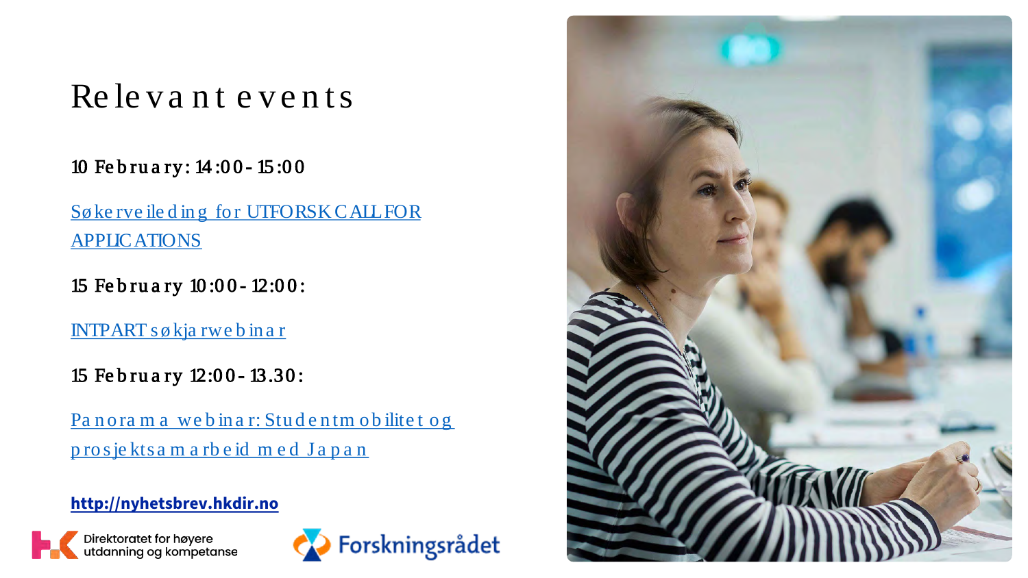# Relevant events

10 February: 14:00 - 15:00

Søkerveiledning for UTFORSK CALL FOR APPLICATIONS

15 February 10:00 - 12:00:

INTPART søkjarwebinar

15 February 12:00 - 13.30:

Panorama webinar: Studentmobilitet og prosjektsamarbeid med Japan

**http://nyhetsbrev.hkdir.no**

Direktoratet for høyere utdanning og kompetanse

Forskningsrådet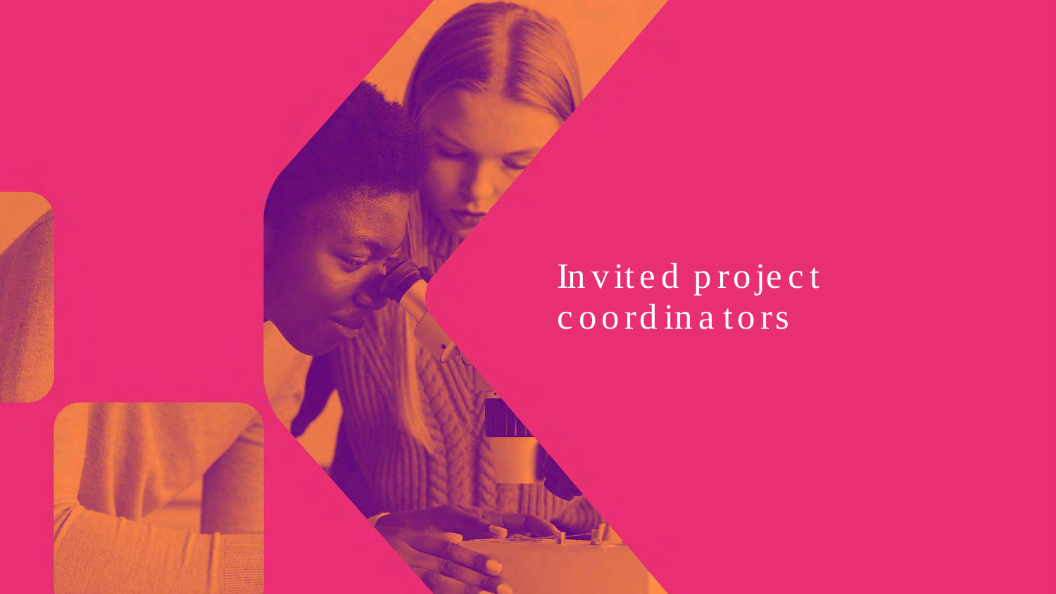# Invited project coordinators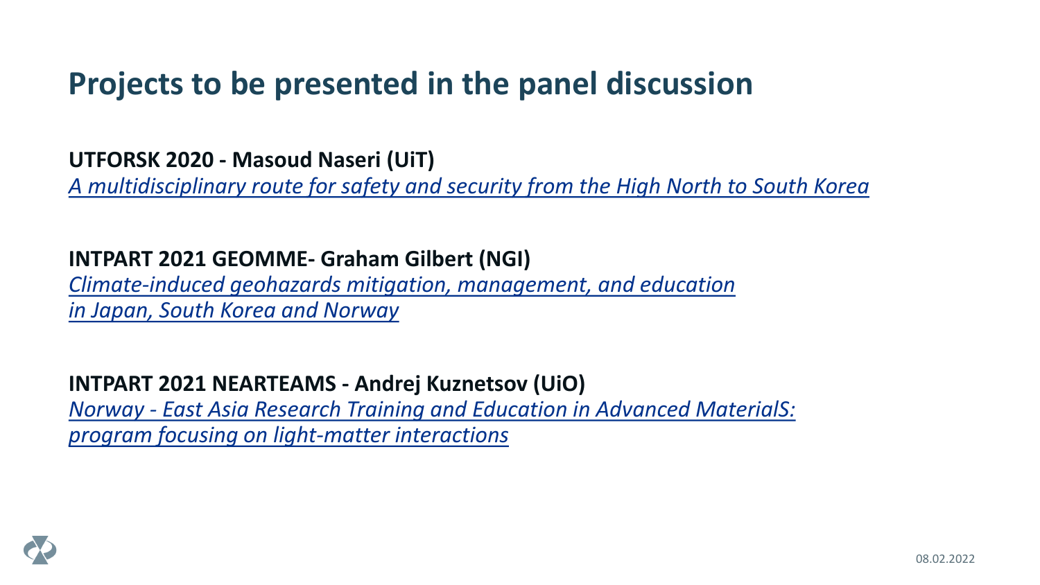# Projects to be presented in the panel discussion

**UTFORSK 2020 - Masoud Naseri (UiT)**
*A multidisciplinary route for safety and security from the High North to South Korea*

**INTPART 2021 GEOMME- Graham Gilbert (NGI)**
*Climate-induced geohazards mitigation, management, and education in Japan, South Korea and Norway*

**INTPART 2021 NEARTEAMS - Andrej Kuznetsov (UiO)**
*Norway - East Asia Research Training and Education in Advanced MaterialS: program focusing on light-matter interactions*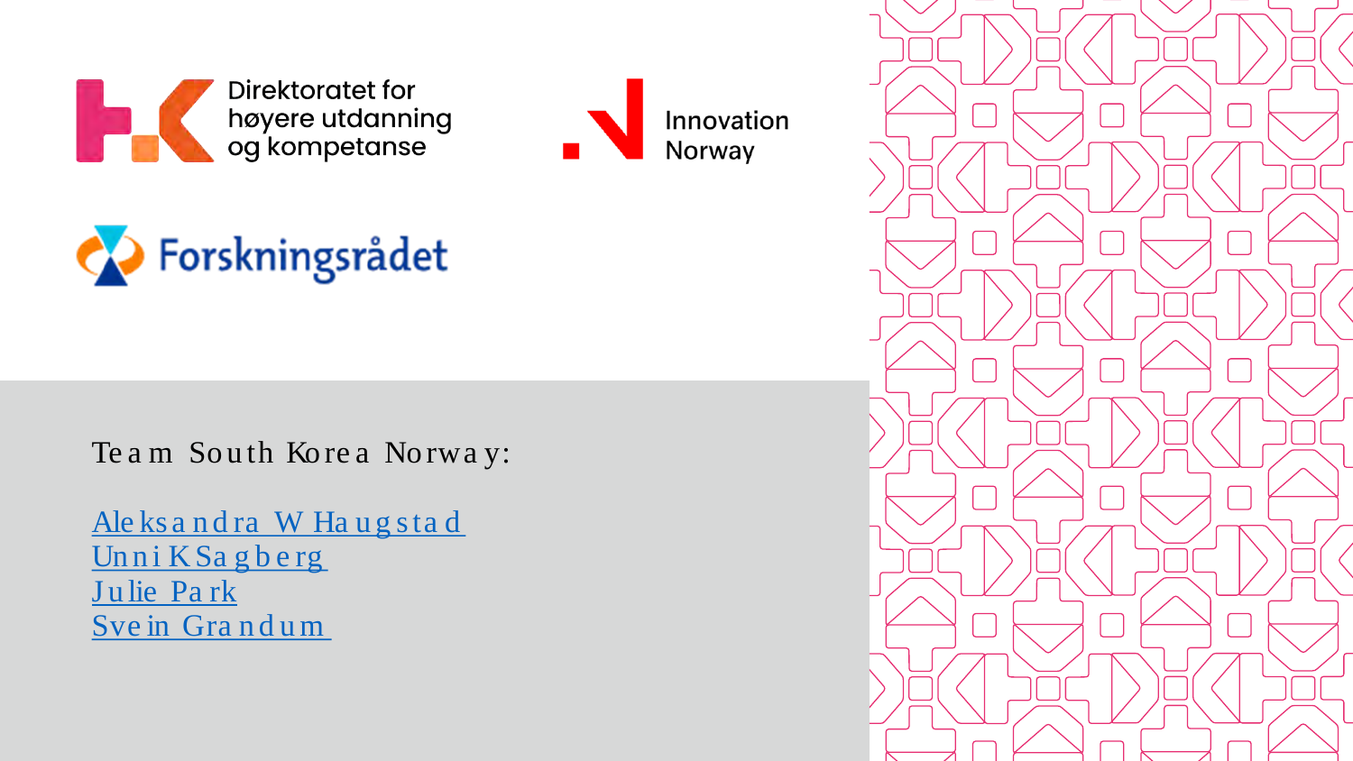Direktoratet for høyere utdanning og kompetanse

Innovation Norway

Forskningsrådet

Team South Korea Norway:

Aleksandra W Haugstad
Unni K Sagberg
Julie Park
Svein Grandum